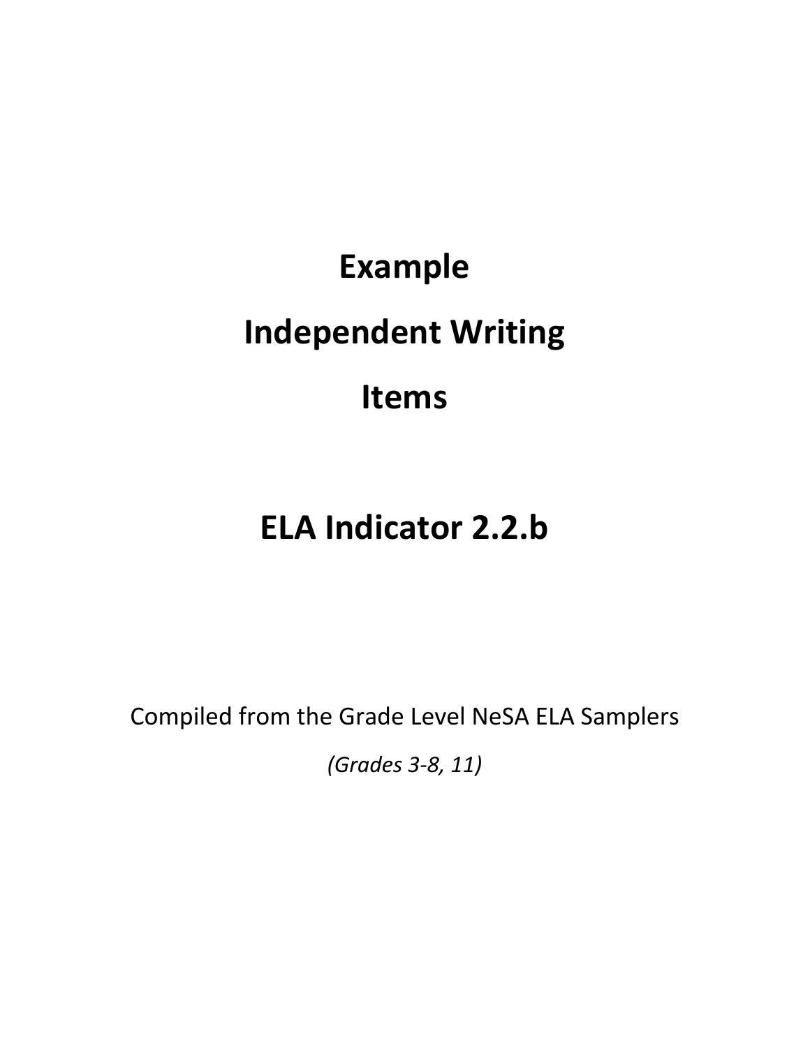# Example

# Independent Writing

# Items

## ELA Indicator 2.2.b

Compiled from the Grade Level NeSA ELA Samplers

*(Grades 3-8, 11)*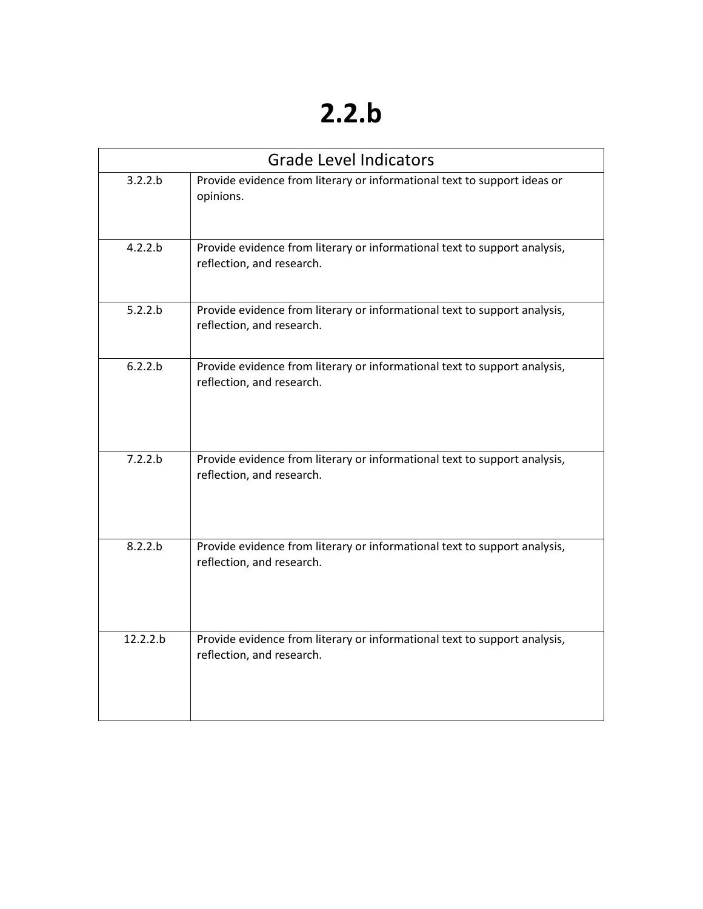# 2.2.b

| Grade Level Indicators | |
| --- | --- |
| 3.2.2.b | Provide evidence from literary or informational text to support ideas or opinions. |
| 4.2.2.b | Provide evidence from literary or informational text to support analysis, reflection, and research. |
| 5.2.2.b | Provide evidence from literary or informational text to support analysis, reflection, and research. |
| 6.2.2.b | Provide evidence from literary or informational text to support analysis, reflection, and research. |
| 7.2.2.b | Provide evidence from literary or informational text to support analysis, reflection, and research. |
| 8.2.2.b | Provide evidence from literary or informational text to support analysis, reflection, and research. |
| 12.2.2.b | Provide evidence from literary or informational text to support analysis, reflection, and research. |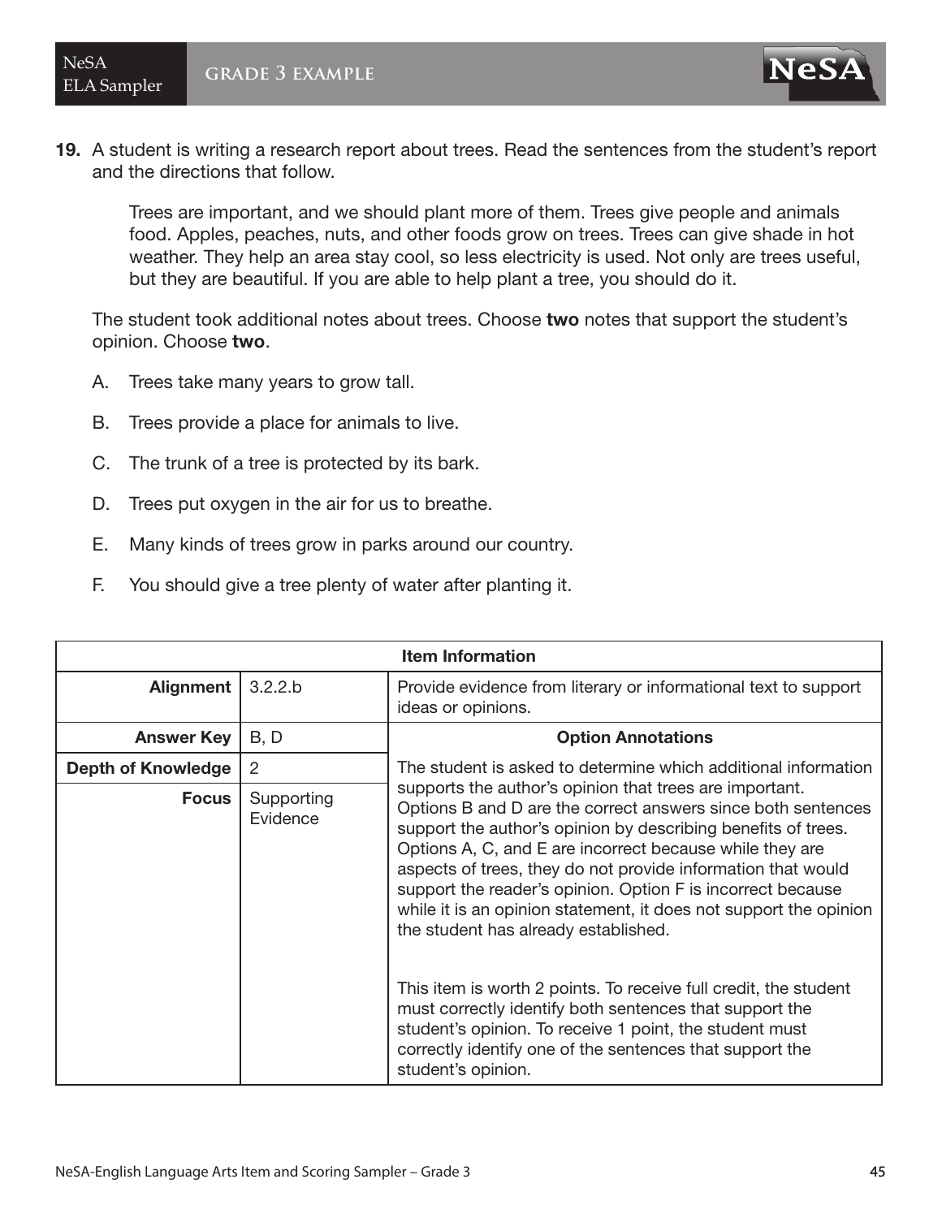**19.** A student is writing a research report about trees. Read the sentences from the student's report and the directions that follow.

> Trees are important, and we should plant more of them. Trees give people and animals food. Apples, peaches, nuts, and other foods grow on trees. Trees can give shade in hot weather. They help an area stay cool, so less electricity is used. Not only are trees useful, but they are beautiful. If you are able to help plant a tree, you should do it.

The student took additional notes about trees. Choose **two** notes that support the student's opinion. Choose **two**.

A. Trees take many years to grow tall.

B. Trees provide a place for animals to live.

C. The trunk of a tree is protected by its bark.

D. Trees put oxygen in the air for us to breathe.

E. Many kinds of trees grow in parks around our country.

F. You should give a tree plenty of water after planting it.

| Item Information | | |
|---|---|---|
| **Alignment** | 3.2.2.b | Provide evidence from literary or informational text to support ideas or opinions. |
| **Answer Key** | B, D | **Option Annotations** |
| **Depth of Knowledge** | 2 | The student is asked to determine which additional information supports the author's opinion that trees are important. Options B and D are the correct answers since both sentences support the author's opinion by describing benefits of trees. Options A, C, and E are incorrect because while they are aspects of trees, they do not provide information that would support the reader's opinion. Option F is incorrect because while it is an opinion statement, it does not support the opinion the student has already established.<br><br>This item is worth 2 points. To receive full credit, the student must correctly identify both sentences that support the student's opinion. To receive 1 point, the student must correctly identify one of the sentences that support the student's opinion. |
| **Focus** | Supporting Evidence | |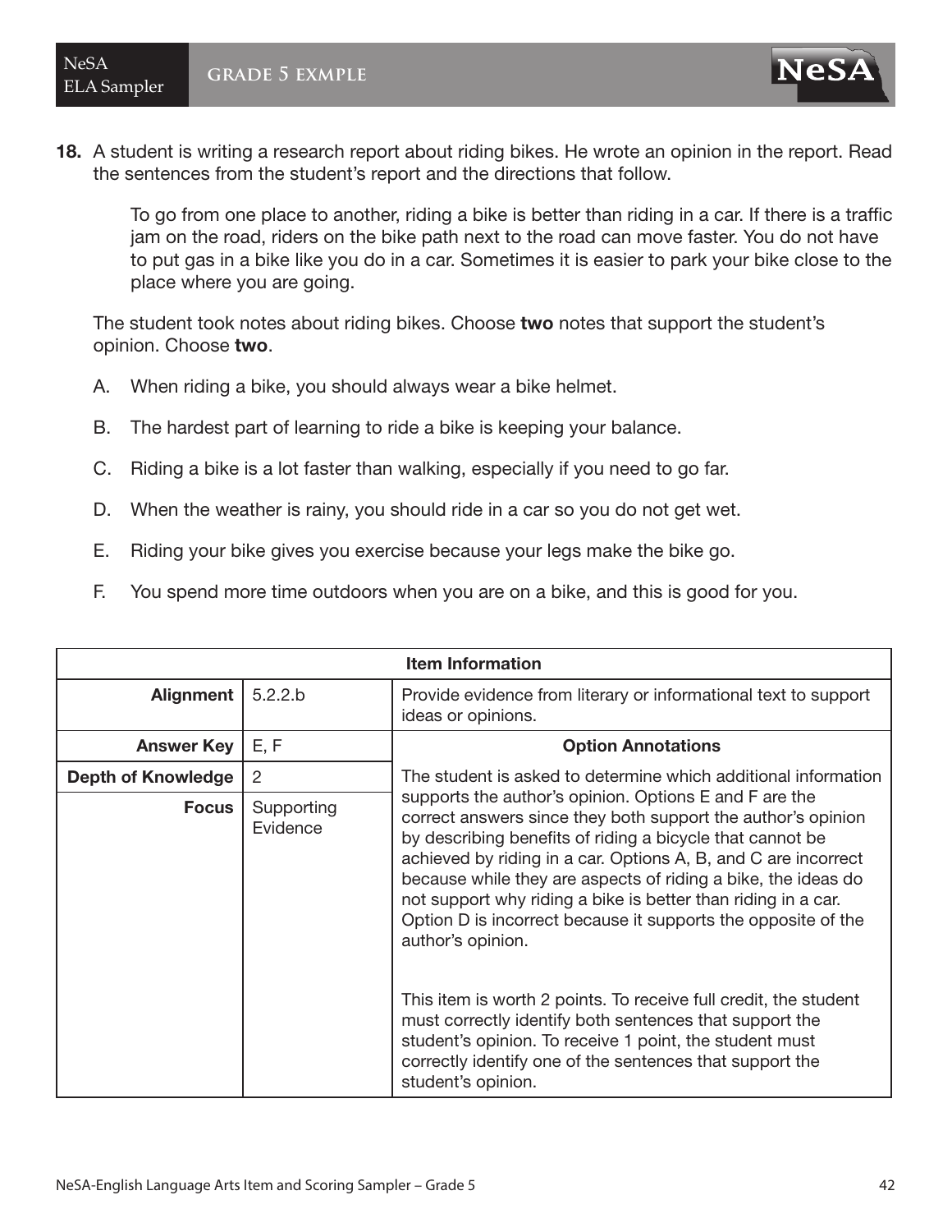**18.** A student is writing a research report about riding bikes. He wrote an opinion in the report. Read the sentences from the student's report and the directions that follow.

> To go from one place to another, riding a bike is better than riding in a car. If there is a traffic jam on the road, riders on the bike path next to the road can move faster. You do not have to put gas in a bike like you do in a car. Sometimes it is easier to park your bike close to the place where you are going.

The student took notes about riding bikes. Choose **two** notes that support the student's opinion. Choose **two**.

A. When riding a bike, you should always wear a bike helmet.

B. The hardest part of learning to ride a bike is keeping your balance.

C. Riding a bike is a lot faster than walking, especially if you need to go far.

D. When the weather is rainy, you should ride in a car so you do not get wet.

E. Riding your bike gives you exercise because your legs make the bike go.

F. You spend more time outdoors when you are on a bike, and this is good for you.

| Item Information | | |
|---|---|---|
| **Alignment** | 5.2.2.b | Provide evidence from literary or informational text to support ideas or opinions. |
| **Answer Key** | E, F | **Option Annotations** |
| **Depth of Knowledge** | 2 | The student is asked to determine which additional information supports the author's opinion. Options E and F are the correct answers since they both support the author's opinion by describing benefits of riding a bicycle that cannot be achieved by riding in a car. Options A, B, and C are incorrect because while they are aspects of riding a bike, the ideas do not support why riding a bike is better than riding in a car. Option D is incorrect because it supports the opposite of the author's opinion. This item is worth 2 points. To receive full credit, the student must correctly identify both sentences that support the student's opinion. To receive 1 point, the student must correctly identify one of the sentences that support the student's opinion. |
| **Focus** | Supporting Evidence | |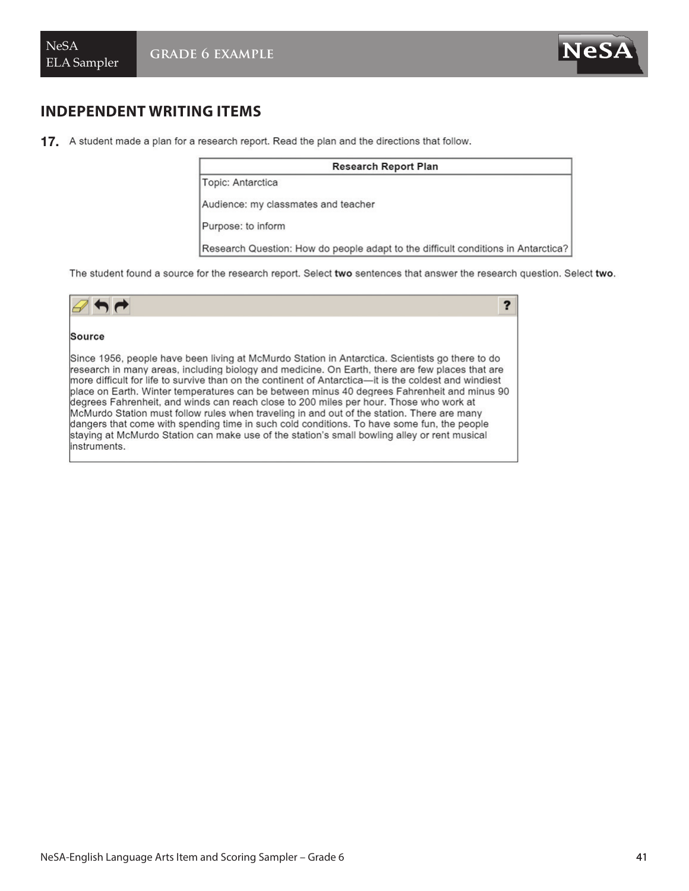## INDEPENDENT WRITING ITEMS

**17.** A student made a plan for a research report. Read the plan and the directions that follow.

| Research Report Plan |
| --- |
| Topic: Antarctica |
| Audience: my classmates and teacher |
| Purpose: to inform |
| Research Question: How do people adapt to the difficult conditions in Antarctica? |

The student found a source for the research report. Select **two** sentences that answer the research question. Select **two**.

**Source**

Since 1956, people have been living at McMurdo Station in Antarctica. Scientists go there to do research in many areas, including biology and medicine. On Earth, there are few places that are more difficult for life to survive than on the continent of Antarctica—it is the coldest and windiest place on Earth. Winter temperatures can be between minus 40 degrees Fahrenheit and minus 90 degrees Fahrenheit, and winds can reach close to 200 miles per hour. Those who work at McMurdo Station must follow rules when traveling in and out of the station. There are many dangers that come with spending time in such cold conditions. To have some fun, the people staying at McMurdo Station can make use of the station's small bowling alley or rent musical instruments.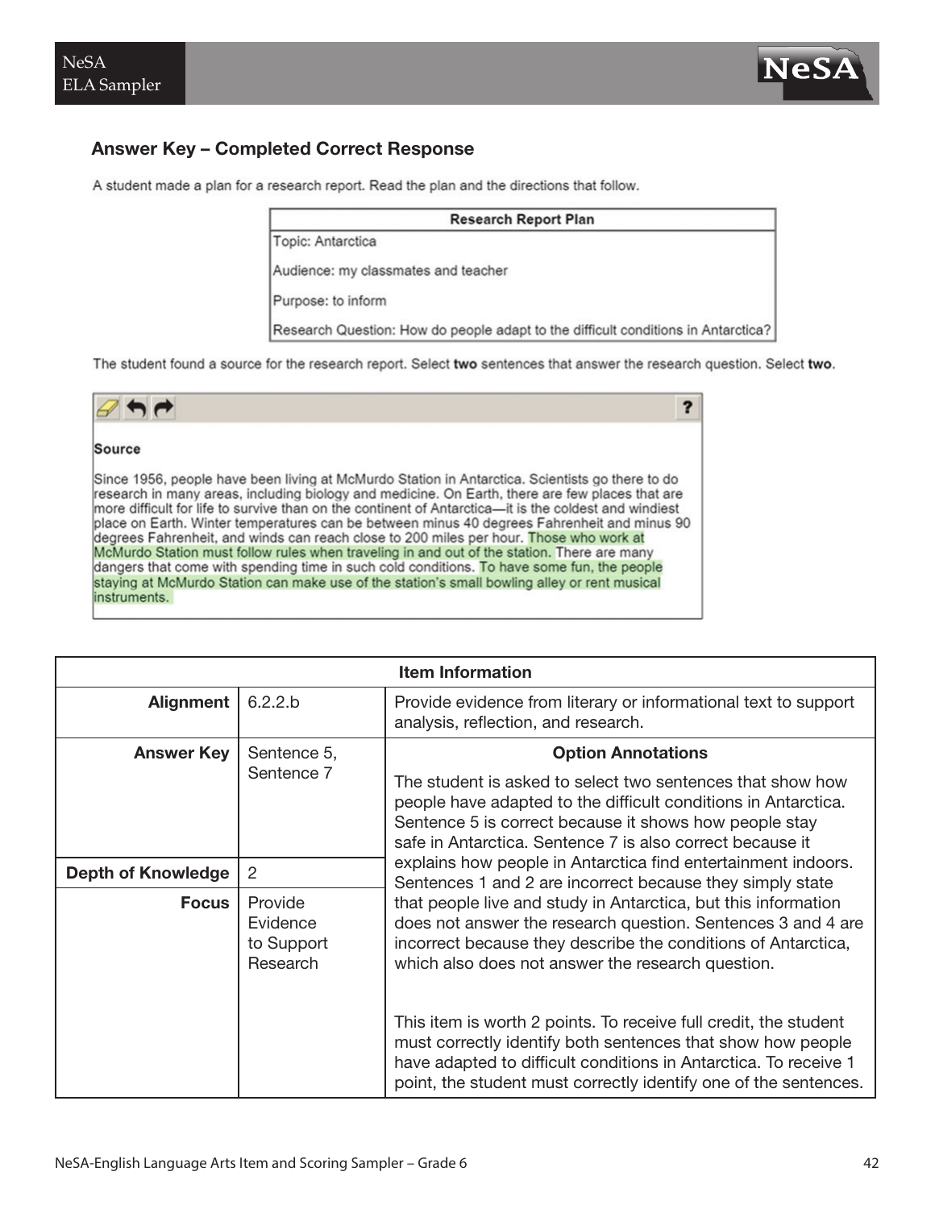## Answer Key – Completed Correct Response

A student made a plan for a research report. Read the plan and the directions that follow.

| Research Report Plan |
|---|
| Topic: Antarctica |
| Audience: my classmates and teacher |
| Purpose: to inform |
| Research Question: How do people adapt to the difficult conditions in Antarctica? |

The student found a source for the research report. Select **two** sentences that answer the research question. Select **two**.

**Source**

Since 1956, people have been living at McMurdo Station in Antarctica. Scientists go there to do research in many areas, including biology and medicine. On Earth, there are few places that are more difficult for life to survive than on the continent of Antarctica—it is the coldest and windiest place on Earth. Winter temperatures can be between minus 40 degrees Fahrenheit and minus 90 degrees Fahrenheit, and winds can reach close to 200 miles per hour. Those who work at McMurdo Station must follow rules when traveling in and out of the station. There are many dangers that come with spending time in such cold conditions. To have some fun, the people staying at McMurdo Station can make use of the station's small bowling alley or rent musical instruments.

| Item Information | | |
|---|---|---|
| **Alignment** | 6.2.2.b | Provide evidence from literary or informational text to support analysis, reflection, and research. |
| **Answer Key** | Sentence 5, Sentence 7 | **Option Annotations**<br><br>The student is asked to select two sentences that show how people have adapted to the difficult conditions in Antarctica. Sentence 5 is correct because it shows how people stay safe in Antarctica. Sentence 7 is also correct because it explains how people in Antarctica find entertainment indoors. Sentences 1 and 2 are incorrect because they simply state that people live and study in Antarctica, but this information does not answer the research question. Sentences 3 and 4 are incorrect because they describe the conditions of Antarctica, which also does not answer the research question.<br><br>This item is worth 2 points. To receive full credit, the student must correctly identify both sentences that show how people have adapted to difficult conditions in Antarctica. To receive 1 point, the student must correctly identify one of the sentences. |
| **Depth of Knowledge** | 2 | |
| **Focus** | Provide Evidence to Support Research | |